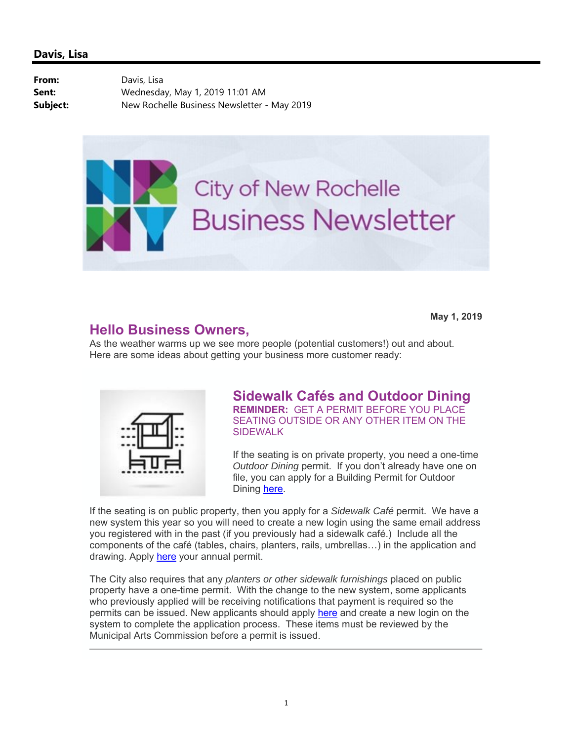# Davis, Lisa

**From:** Davis, Lisa
**Sent:** Wednesday, May 1, 2019 11:01 AM
**Subject:** New Rochelle Business Newsletter - May 2019

City of New Rochelle
Business Newsletter

**May 1, 2019**

## Hello Business Owners,

As the weather warms up we see more people (potential customers!) out and about. Here are some ideas about getting your business more customer ready:

## Sidewalk Cafés and Outdoor Dining

**REMINDER:** GET A PERMIT BEFORE YOU PLACE SEATING OUTSIDE OR ANY OTHER ITEM ON THE SIDEWALK

If the seating is on private property, you need a one-time *Outdoor Dining* permit. If you don't already have one on file, you can apply for a Building Permit for Outdoor Dining here.

If the seating is on public property, then you apply for a *Sidewalk Café* permit. We have a new system this year so you will need to create a new login using the same email address you registered with in the past (if you previously had a sidewalk café.) Include all the components of the café (tables, chairs, planters, rails, umbrellas…) in the application and drawing. Apply here your annual permit.

The City also requires that any *planters or other sidewalk furnishings* placed on public property have a one-time permit. With the change to the new system, some applicants who previously applied will be receiving notifications that payment is required so the permits can be issued. New applicants should apply here and create a new login on the system to complete the application process. These items must be reviewed by the Municipal Arts Commission before a permit is issued.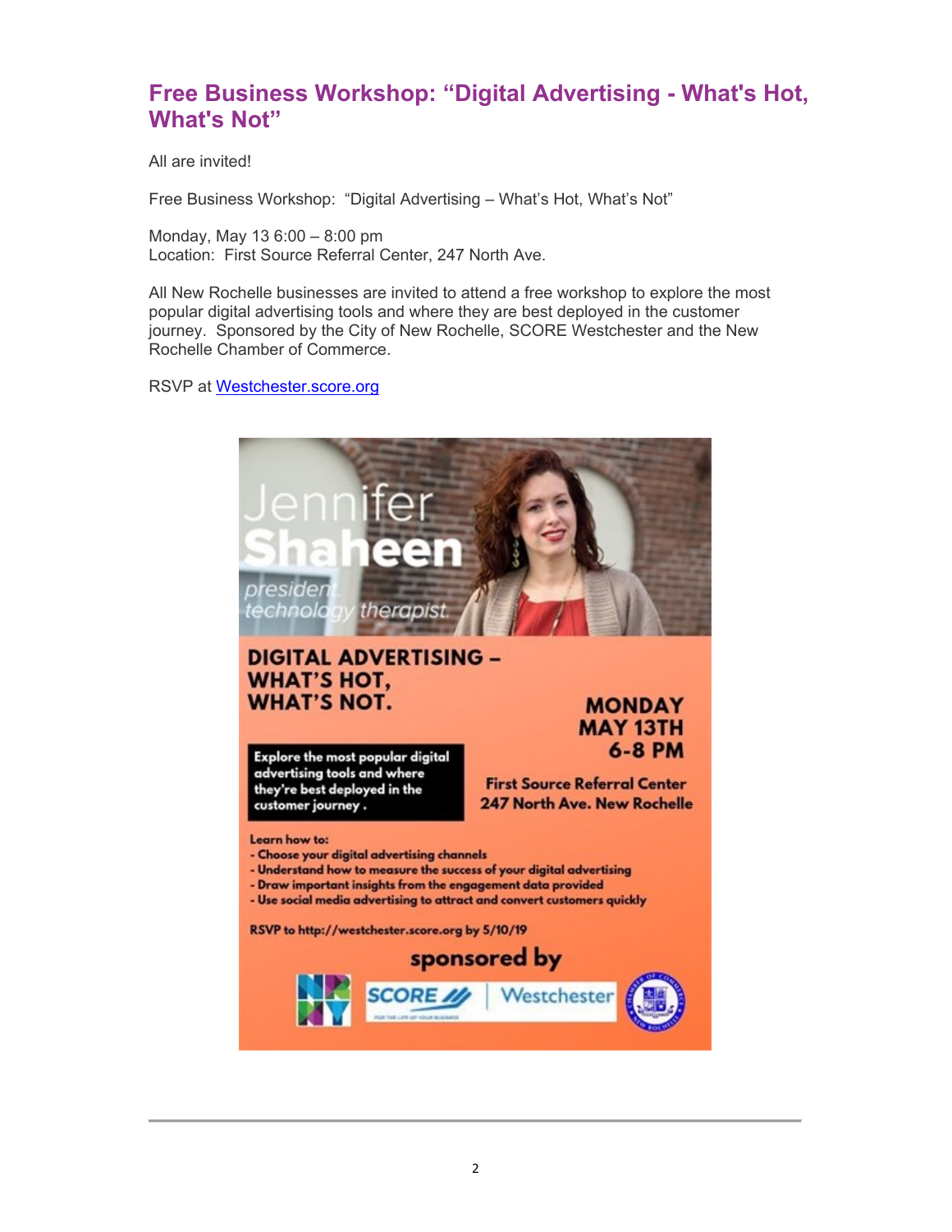## Free Business Workshop: "Digital Advertising - What's Hot, What's Not"

All are invited!

Free Business Workshop: "Digital Advertising – What's Hot, What's Not"

Monday, May 13 6:00 – 8:00 pm
Location: First Source Referral Center, 247 North Ave.

All New Rochelle businesses are invited to attend a free workshop to explore the most popular digital advertising tools and where they are best deployed in the customer journey. Sponsored by the City of New Rochelle, SCORE Westchester and the New Rochelle Chamber of Commerce.

RSVP at [Westchester.score.org](http://Westchester.score.org)

Jennifer **Shaheen**

*president.*
*technology therapist.*

**DIGITAL ADVERTISING –**
**WHAT'S HOT,**
**WHAT'S NOT.**

**MONDAY**
**MAY 13TH**
**6-8 PM**

**Explore the most popular digital advertising tools and where they're best deployed in the customer journey.**

**First Source Referral Center**
**247 North Ave. New Rochelle**

**Learn how to:**

- Choose your digital advertising channels
- Understand how to measure the success of your digital advertising
- Draw important insights from the engagement data provided
- Use social media advertising to attract and convert customers quickly

**RSVP to http://westchester.score.org by 5/10/19**

**sponsored by**

NR NY | SCORE | Westchester | Chamber of Commerce New Rochelle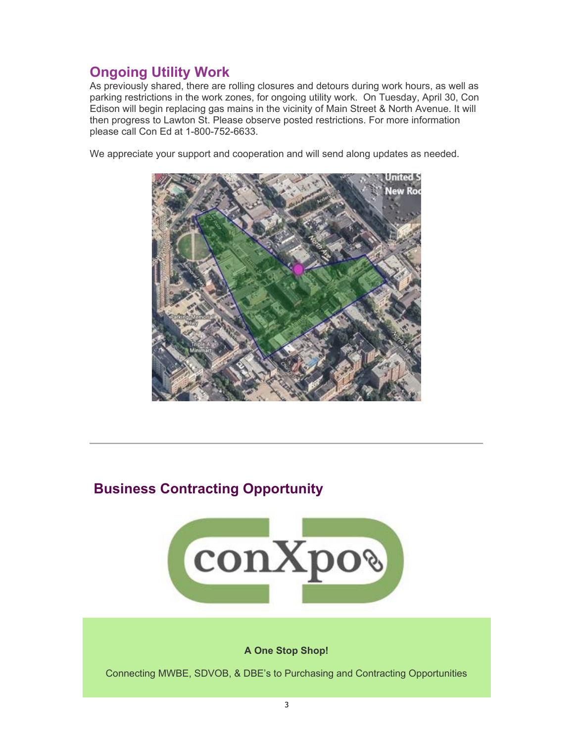## Ongoing Utility Work

As previously shared, there are rolling closures and detours during work hours, as well as parking restrictions in the work zones, for ongoing utility work. On Tuesday, April 30, Con Edison will begin replacing gas mains in the vicinity of Main Street & North Avenue. It will then progress to Lawton St. Please observe posted restrictions. For more information please call Con Ed at 1-800-752-6633.

We appreciate your support and cooperation and will send along updates as needed.

---

## Business Contracting Opportunity

**A One Stop Shop!**

Connecting MWBE, SDVOB, & DBE's to Purchasing and Contracting Opportunities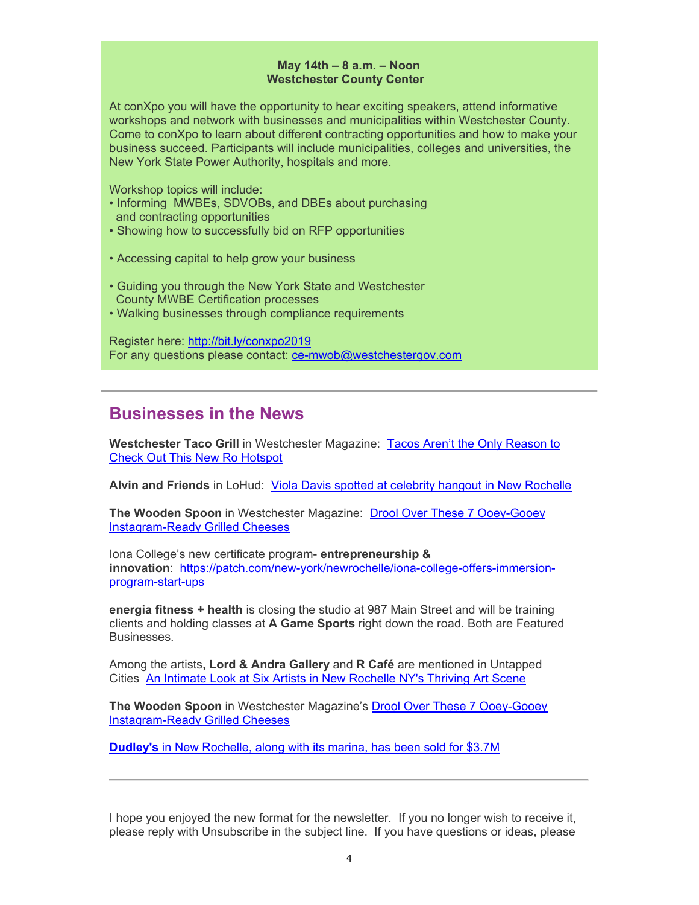**May 14th – 8 a.m. – Noon**
**Westchester County Center**

At conXpo you will have the opportunity to hear exciting speakers, attend informative workshops and network with businesses and municipalities within Westchester County. Come to conXpo to learn about different contracting opportunities and how to make your business succeed. Participants will include municipalities, colleges and universities, the New York State Power Authority, hospitals and more.

Workshop topics will include:

- Informing MWBEs, SDVOBs, and DBEs about purchasing and contracting opportunities
- Showing how to successfully bid on RFP opportunities
- Accessing capital to help grow your business
- Guiding you through the New York State and Westchester County MWBE Certification processes
- Walking businesses through compliance requirements

Register here: http://bit.ly/conxpo2019
For any questions please contact: ce-mwob@westchestergov.com

---

## Businesses in the News

**Westchester Taco Grill** in Westchester Magazine: Tacos Aren't the Only Reason to Check Out This New Ro Hotspot

**Alvin and Friends** in LoHud: Viola Davis spotted at celebrity hangout in New Rochelle

**The Wooden Spoon** in Westchester Magazine: Drool Over These 7 Ooey-Gooey Instagram-Ready Grilled Cheeses

Iona College's new certificate program- **entrepreneurship & innovation**: https://patch.com/new-york/newrochelle/iona-college-offers-immersion-program-start-ups

**energia fitness + health** is closing the studio at 987 Main Street and will be training clients and holding classes at **A Game Sports** right down the road. Both are Featured Businesses.

Among the artists**, Lord & Andra Gallery** and **R Café** are mentioned in Untapped Cities An Intimate Look at Six Artists in New Rochelle NY's Thriving Art Scene

**The Wooden Spoon** in Westchester Magazine's Drool Over These 7 Ooey-Gooey Instagram-Ready Grilled Cheeses

**Dudley's** in New Rochelle, along with its marina, has been sold for $3.7M

---

I hope you enjoyed the new format for the newsletter. If you no longer wish to receive it, please reply with Unsubscribe in the subject line. If you have questions or ideas, please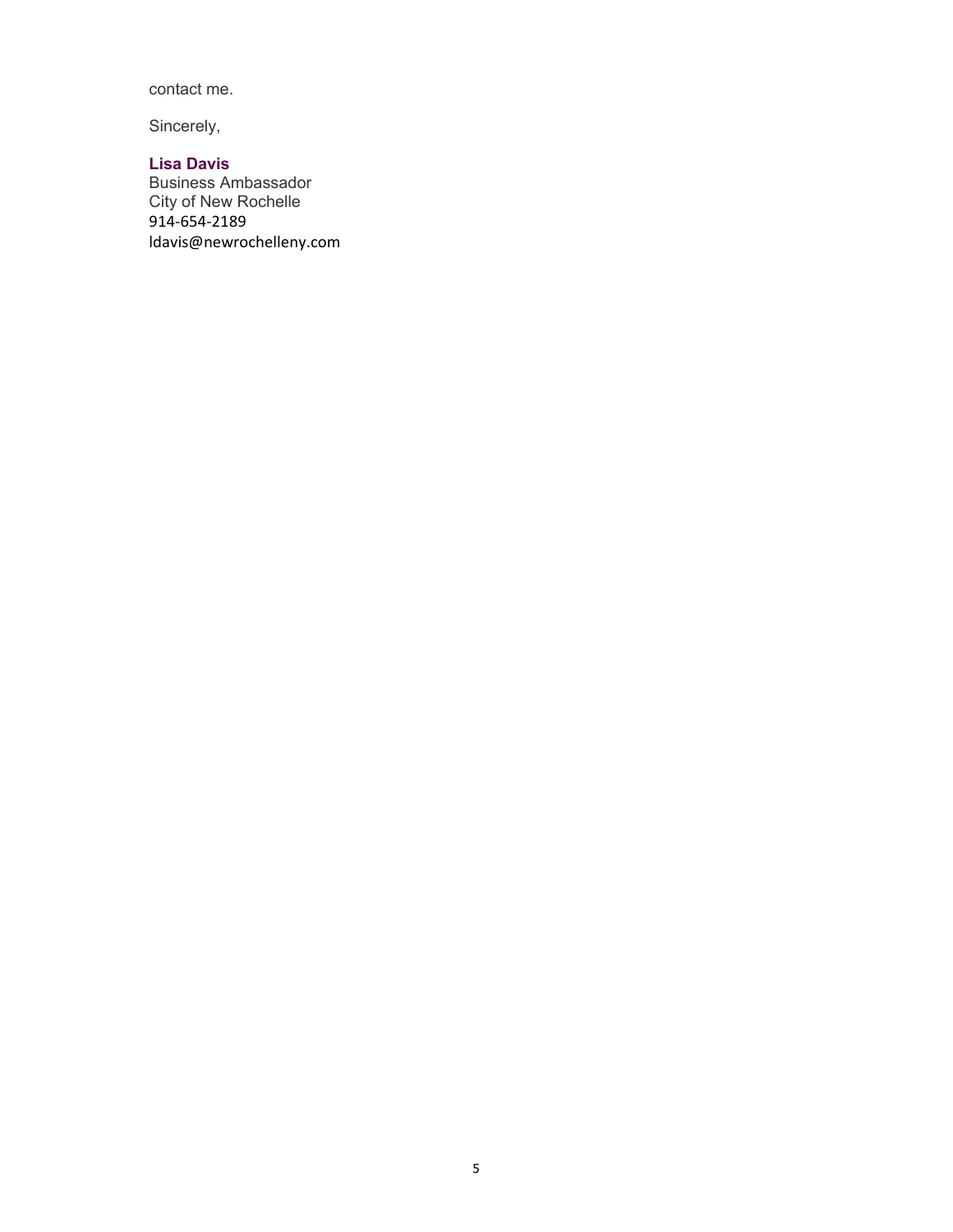contact me.

Sincerely,

**Lisa Davis**
Business Ambassador
City of New Rochelle
914-654-2189
ldavis@newrochelleny.com